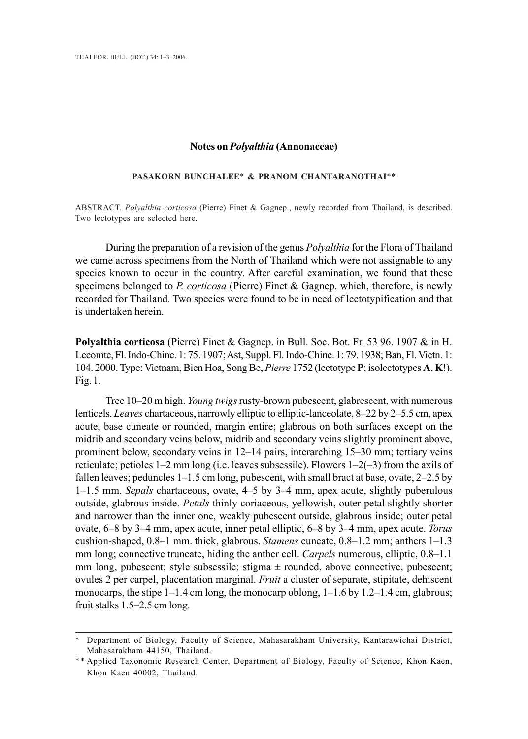# Notes on *Polyalthia* (Annonaceae)

**PASAKORN BUNCHALEE* & PRANOM CHANTARANOTHAI****

ABSTRACT. *Polyalthia corticosa* (Pierre) Finet & Gagnep., newly recorded from Thailand, is described. Two lectotypes are selected here.

During the preparation of a revision of the genus *Polyalthia* for the Flora of Thailand we came across specimens from the North of Thailand which were not assignable to any species known to occur in the country. After careful examination, we found that these specimens belonged to *P. corticosa* (Pierre) Finet & Gagnep. which, therefore, is newly recorded for Thailand. Two species were found to be in need of lectotypification and that is undertaken herein.

**Polyalthia corticosa** (Pierre) Finet & Gagnep. in Bull. Soc. Bot. Fr. 53 96. 1907 & in H. Lecomte, Fl. Indo-Chine. 1: 75. 1907; Ast, Suppl. Fl. Indo-Chine. 1: 79. 1938; Ban, Fl. Vietn. 1: 104. 2000. Type: Vietnam, Bien Hoa, Song Be, *Pierre* 1752 (lectotype **P**; isolectotypes **A**, **K**!). Fig. 1.

Tree 10–20 m high. *Young twigs* rusty-brown pubescent, glabrescent, with numerous lenticels. *Leaves* chartaceous, narrowly elliptic to elliptic-lanceolate, 8–22 by 2–5.5 cm, apex acute, base cuneate or rounded, margin entire; glabrous on both surfaces except on the midrib and secondary veins below, midrib and secondary veins slightly prominent above, prominent below, secondary veins in 12–14 pairs, interarching 15–30 mm; tertiary veins reticulate; petioles 1–2 mm long (i.e. leaves subsessile). Flowers 1–2(–3) from the axils of fallen leaves; peduncles 1–1.5 cm long, pubescent, with small bract at base, ovate, 2–2.5 by 1–1.5 mm. *Sepals* chartaceous, ovate, 4–5 by 3–4 mm, apex acute, slightly puberulous outside, glabrous inside. *Petals* thinly coriaceous, yellowish, outer petal slightly shorter and narrower than the inner one, weakly pubescent outside, glabrous inside; outer petal ovate, 6–8 by 3–4 mm, apex acute, inner petal elliptic, 6–8 by 3–4 mm, apex acute. *Torus* cushion-shaped, 0.8–1 mm. thick, glabrous. *Stamens* cuneate, 0.8–1.2 mm; anthers 1–1.3 mm long; connective truncate, hiding the anther cell. *Carpels* numerous, elliptic, 0.8–1.1 mm long, pubescent; style subsessile; stigma ± rounded, above connective, pubescent; ovules 2 per carpel, placentation marginal. *Fruit* a cluster of separate, stipitate, dehiscent monocarps, the stipe 1–1.4 cm long, the monocarp oblong, 1–1.6 by 1.2–1.4 cm, glabrous; fruit stalks 1.5–2.5 cm long.

---

\* Department of Biology, Faculty of Science, Mahasarakham University, Kantarawichai District, Mahasarakham 44150, Thailand.

\*\* Applied Taxonomic Research Center, Department of Biology, Faculty of Science, Khon Kaen, Khon Kaen 40002, Thailand.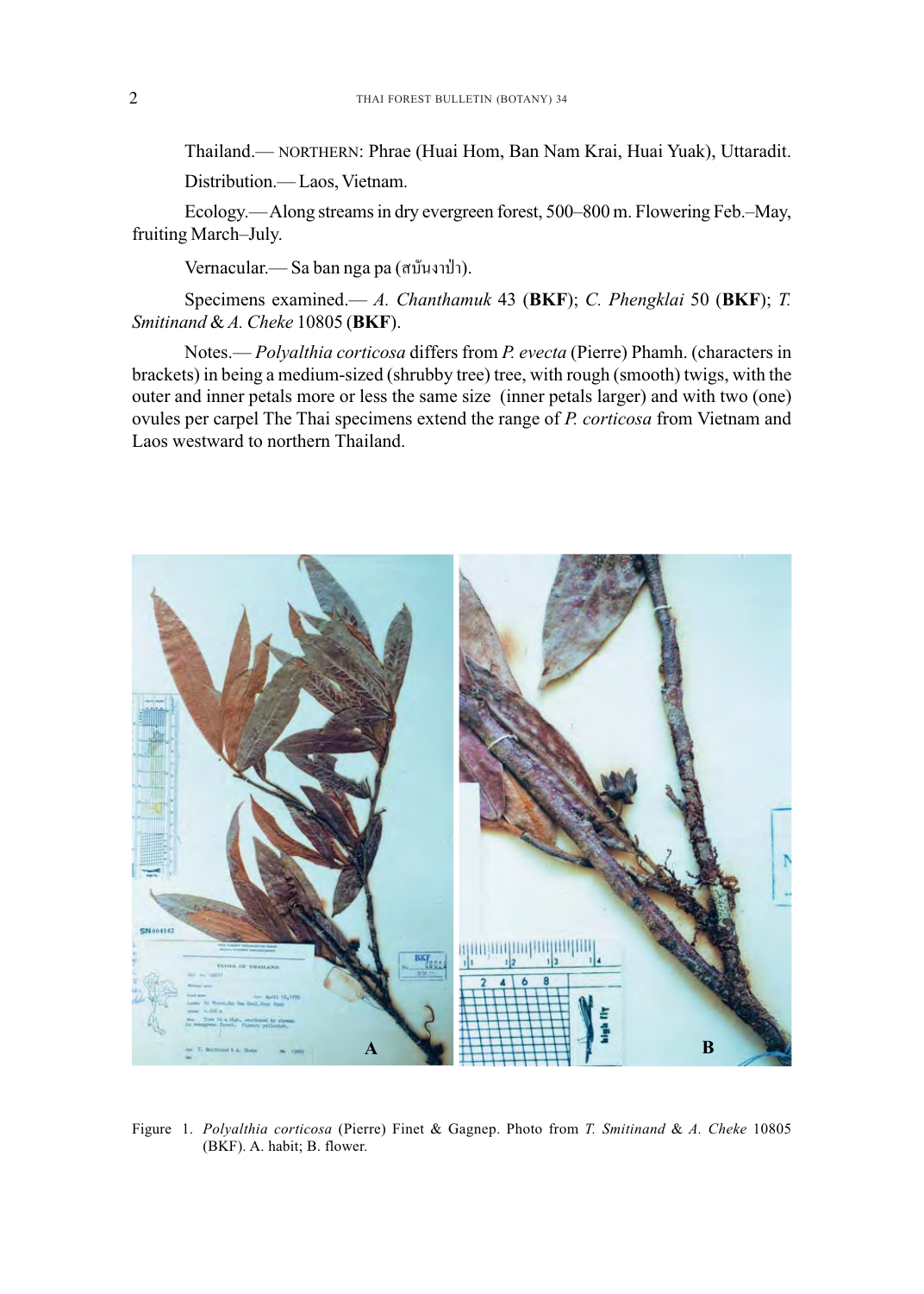Thailand.— NORTHERN: Phrae (Huai Hom, Ban Nam Krai, Huai Yuak), Uttaradit.

Distribution.— Laos, Vietnam.

Ecology.— Along streams in dry evergreen forest, 500–800 m. Flowering Feb.–May, fruiting March–July.

Vernacular.— Sa ban nga pa (สบันงาป่า).

Specimens examined.— *A. Chanthamuk* 43 (**BKF**); *C. Phengklai* 50 (**BKF**); *T. Smitinand* & *A. Cheke* 10805 (**BKF**).

Notes.— *Polyalthia corticosa* differs from *P. evecta* (Pierre) Phamh. (characters in brackets) in being a medium-sized (shrubby tree) tree, with rough (smooth) twigs, with the outer and inner petals more or less the same size (inner petals larger) and with two (one) ovules per carpel The Thai specimens extend the range of *P. corticosa* from Vietnam and Laos westward to northern Thailand.

Figure 1. *Polyalthia corticosa* (Pierre) Finet & Gagnep. Photo from *T. Smitinand* & *A. Cheke* 10805 (BKF). A. habit; B. flower.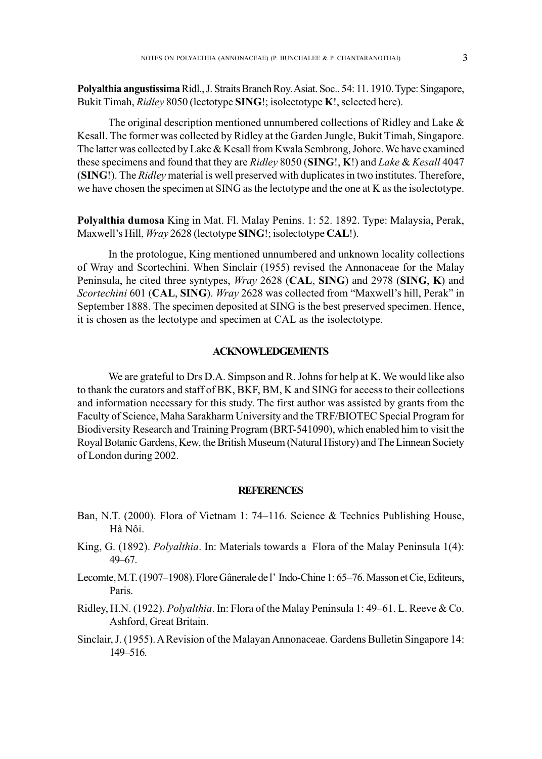**Polyalthia angustissima** Ridl., J. Straits Branch Roy. Asiat. Soc.. 54: 11. 1910. Type: Singapore, Bukit Timah, *Ridley* 8050 (lectotype **SING**!; isolectotype **K**!, selected here).

The original description mentioned unnumbered collections of Ridley and Lake & Kesall. The former was collected by Ridley at the Garden Jungle, Bukit Timah, Singapore. The latter was collected by Lake & Kesall from Kwala Sembrong, Johore. We have examined these specimens and found that they are *Ridley* 8050 (**SING**!, **K**!) and *Lake* & *Kesall* 4047 (**SING**!). The *Ridley* material is well preserved with duplicates in two institutes. Therefore, we have chosen the specimen at SING as the lectotype and the one at K as the isolectotype.

**Polyalthia dumosa** King in Mat. Fl. Malay Penins. 1: 52. 1892. Type: Malaysia, Perak, Maxwell's Hill, *Wray* 2628 (lectotype **SING**!; isolectotype **CAL**!).

In the protologue, King mentioned unnumbered and unknown locality collections of Wray and Scortechini. When Sinclair (1955) revised the Annonaceae for the Malay Peninsula, he cited three syntypes, *Wray* 2628 (**CAL**, **SING**) and 2978 (**SING**, **K**) and *Scortechini* 601 (**CAL**, **SING**). *Wray* 2628 was collected from "Maxwell's hill, Perak" in September 1888. The specimen deposited at SING is the best preserved specimen. Hence, it is chosen as the lectotype and specimen at CAL as the isolectotype.

## ACKNOWLEDGEMENTS

We are grateful to Drs D.A. Simpson and R. Johns for help at K. We would like also to thank the curators and staff of BK, BKF, BM, K and SING for access to their collections and information necessary for this study. The first author was assisted by grants from the Faculty of Science, Maha Sarakharm University and the TRF/BIOTEC Special Program for Biodiversity Research and Training Program (BRT-541090), which enabled him to visit the Royal Botanic Gardens, Kew, the British Museum (Natural History) and The Linnean Society of London during 2002.

## REFERENCES

Ban, N.T. (2000). Flora of Vietnam 1: 74–116. Science & Technics Publishing House, Hà Nôi.

King, G. (1892). *Polyalthia*. In: Materials towards a Flora of the Malay Peninsula 1(4): 49–67.

Lecomte, M.T. (1907–1908). Flore Gânerale de l' Indo-Chine 1: 65–76. Masson et Cie, Editeurs, Paris.

Ridley, H.N. (1922). *Polyalthia*. In: Flora of the Malay Peninsula 1: 49–61. L. Reeve & Co. Ashford, Great Britain.

Sinclair, J. (1955). A Revision of the Malayan Annonaceae. Gardens Bulletin Singapore 14: 149–516.